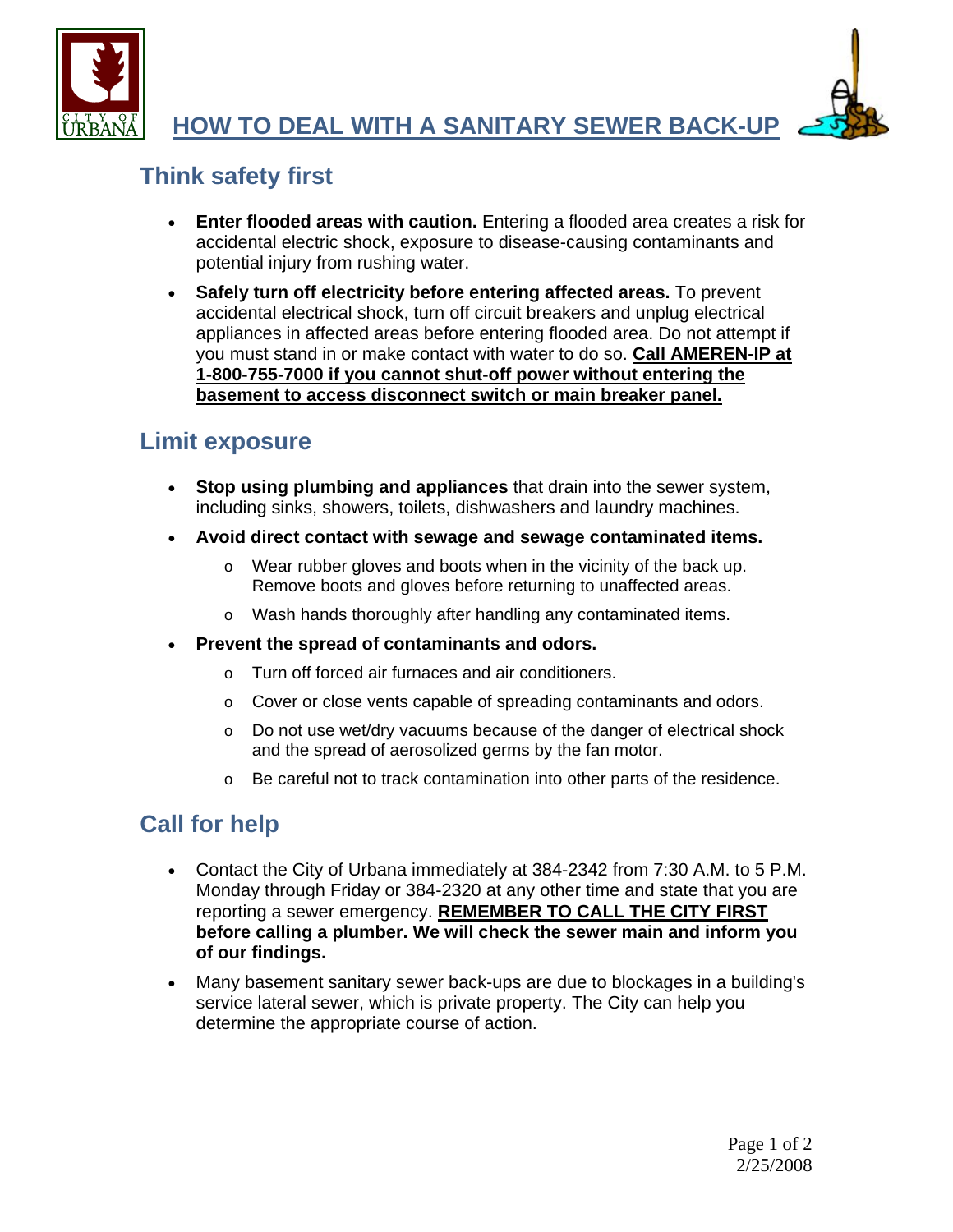# HOW TO DEAL WITH A SANITARY SEWER BACK-UP

## Think safety first

- **Enter flooded areas with caution.** Entering a flooded area creates a risk for accidental electric shock, exposure to disease-causing contaminants and potential injury from rushing water.
- **Safely turn off electricity before entering affected areas.** To prevent accidental electrical shock, turn off circuit breakers and unplug electrical appliances in affected areas before entering flooded area. Do not attempt if you must stand in or make contact with water to do so. **Call AMEREN-IP at 1-800-755-7000 if you cannot shut-off power without entering the basement to access disconnect switch or main breaker panel.**

## Limit exposure

- **Stop using plumbing and appliances** that drain into the sewer system, including sinks, showers, toilets, dishwashers and laundry machines.
- **Avoid direct contact with sewage and sewage contaminated items.**
  - Wear rubber gloves and boots when in the vicinity of the back up. Remove boots and gloves before returning to unaffected areas.
  - Wash hands thoroughly after handling any contaminated items.
- **Prevent the spread of contaminants and odors.**
  - Turn off forced air furnaces and air conditioners.
  - Cover or close vents capable of spreading contaminants and odors.
  - Do not use wet/dry vacuums because of the danger of electrical shock and the spread of aerosolized germs by the fan motor.
  - Be careful not to track contamination into other parts of the residence.

## Call for help

- Contact the City of Urbana immediately at 384-2342 from 7:30 A.M. to 5 P.M. Monday through Friday or 384-2320 at any other time and state that you are reporting a sewer emergency. **REMEMBER TO CALL THE CITY FIRST before calling a plumber. We will check the sewer main and inform you of our findings.**
- Many basement sanitary sewer back-ups are due to blockages in a building's service lateral sewer, which is private property. The City can help you determine the appropriate course of action.

2/25/2008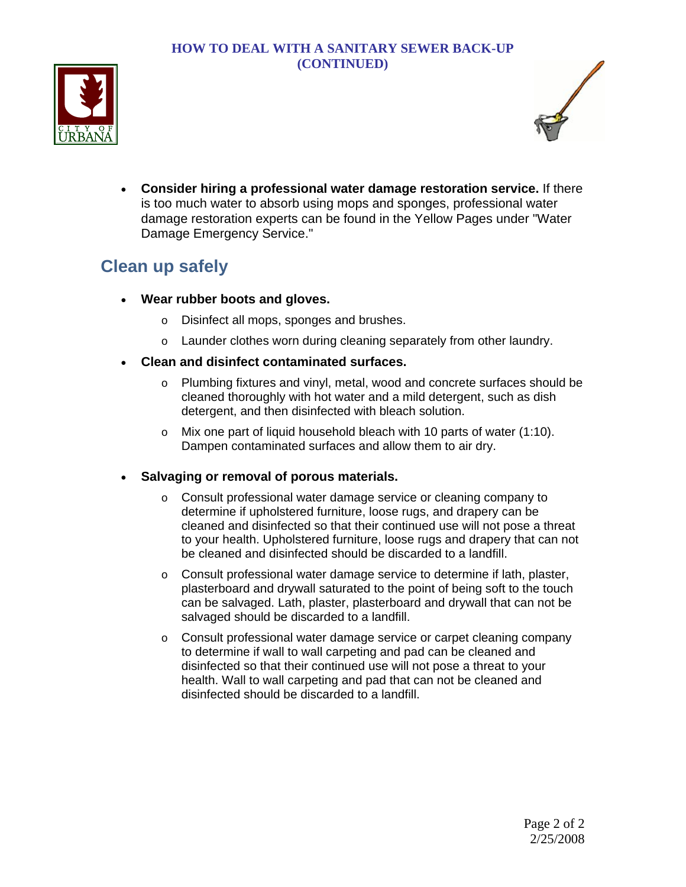# HOW TO DEAL WITH A SANITARY SEWER BACK-UP (CONTINUED)

- **Consider hiring a professional water damage restoration service.** If there is too much water to absorb using mops and sponges, professional water damage restoration experts can be found in the Yellow Pages under "Water Damage Emergency Service."

## Clean up safely

- **Wear rubber boots and gloves.**
  - Disinfect all mops, sponges and brushes.
  - Launder clothes worn during cleaning separately from other laundry.
- **Clean and disinfect contaminated surfaces.**
  - Plumbing fixtures and vinyl, metal, wood and concrete surfaces should be cleaned thoroughly with hot water and a mild detergent, such as dish detergent, and then disinfected with bleach solution.
  - Mix one part of liquid household bleach with 10 parts of water (1:10). Dampen contaminated surfaces and allow them to air dry.
- **Salvaging or removal of porous materials.**
  - Consult professional water damage service or cleaning company to determine if upholstered furniture, loose rugs, and drapery can be cleaned and disinfected so that their continued use will not pose a threat to your health. Upholstered furniture, loose rugs and drapery that can not be cleaned and disinfected should be discarded to a landfill.
  - Consult professional water damage service to determine if lath, plaster, plasterboard and drywall saturated to the point of being soft to the touch can be salvaged. Lath, plaster, plasterboard and drywall that can not be salvaged should be discarded to a landfill.
  - Consult professional water damage service or carpet cleaning company to determine if wall to wall carpeting and pad can be cleaned and disinfected so that their continued use will not pose a threat to your health. Wall to wall carpeting and pad that can not be cleaned and disinfected should be discarded to a landfill.

2/25/2008